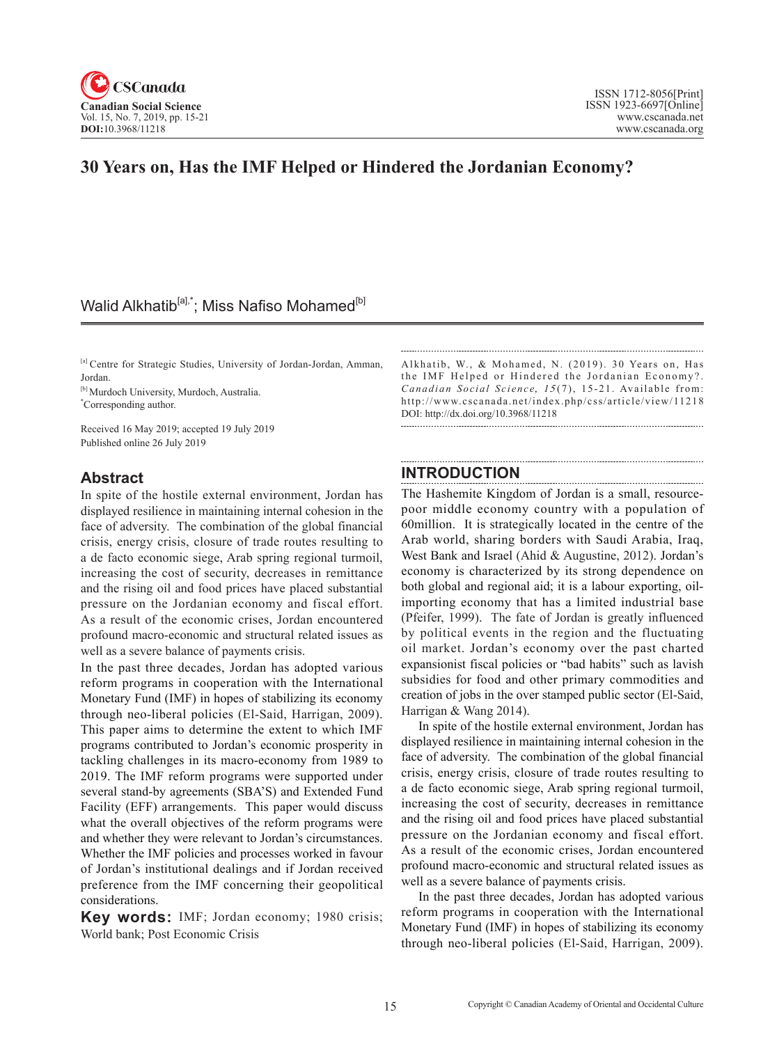# 30 Years on, Has the IMF Helped or Hindered the Jordanian Economy?

Walid Alkhatib[a],*; Miss Nafiso Mohamed[b]

[a] Centre for Strategic Studies, University of Jordan-Jordan, Amman, Jordan.

[b] Murdoch University, Murdoch, Australia.

*Corresponding author.

Received 16 May 2019; accepted 19 July 2019
Published online 26 July 2019

## Abstract

In spite of the hostile external environment, Jordan has displayed resilience in maintaining internal cohesion in the face of adversity. The combination of the global financial crisis, energy crisis, closure of trade routes resulting to a de facto economic siege, Arab spring regional turmoil, increasing the cost of security, decreases in remittance and the rising oil and food prices have placed substantial pressure on the Jordanian economy and fiscal effort. As a result of the economic crises, Jordan encountered profound macro-economic and structural related issues as well as a severe balance of payments crisis.

In the past three decades, Jordan has adopted various reform programs in cooperation with the International Monetary Fund (IMF) in hopes of stabilizing its economy through neo-liberal policies (El-Said, Harrigan, 2009). This paper aims to determine the extent to which IMF programs contributed to Jordan's economic prosperity in tackling challenges in its macro-economy from 1989 to 2019. The IMF reform programs were supported under several stand-by agreements (SBA'S) and Extended Fund Facility (EFF) arrangements. This paper would discuss what the overall objectives of the reform programs were and whether they were relevant to Jordan's circumstances. Whether the IMF policies and processes worked in favour of Jordan's institutional dealings and if Jordan received preference from the IMF concerning their geopolitical considerations.

**Key words:** IMF; Jordan economy; 1980 crisis; World bank; Post Economic Crisis

Alkhatib, W., & Mohamed, N. (2019). 30 Years on, Has the IMF Helped or Hindered the Jordanian Economy?. *Canadian Social Science, 15*(7), 15-21. Available from: http://www.cscanada.net/index.php/css/article/view/11218
DOI: http://dx.doi.org/10.3968/11218

## INTRODUCTION

The Hashemite Kingdom of Jordan is a small, resource-poor middle economy country with a population of 60million. It is strategically located in the centre of the Arab world, sharing borders with Saudi Arabia, Iraq, West Bank and Israel (Ahid & Augustine, 2012). Jordan's economy is characterized by its strong dependence on both global and regional aid; it is a labour exporting, oil-importing economy that has a limited industrial base (Pfeifer, 1999). The fate of Jordan is greatly influenced by political events in the region and the fluctuating oil market. Jordan's economy over the past charted expansionist fiscal policies or "bad habits" such as lavish subsidies for food and other primary commodities and creation of jobs in the over stamped public sector (El-Said, Harrigan & Wang 2014).

In spite of the hostile external environment, Jordan has displayed resilience in maintaining internal cohesion in the face of adversity. The combination of the global financial crisis, energy crisis, closure of trade routes resulting to a de facto economic siege, Arab spring regional turmoil, increasing the cost of security, decreases in remittance and the rising oil and food prices have placed substantial pressure on the Jordanian economy and fiscal effort. As a result of the economic crises, Jordan encountered profound macro-economic and structural related issues as well as a severe balance of payments crisis.

In the past three decades, Jordan has adopted various reform programs in cooperation with the International Monetary Fund (IMF) in hopes of stabilizing its economy through neo-liberal policies (El-Said, Harrigan, 2009).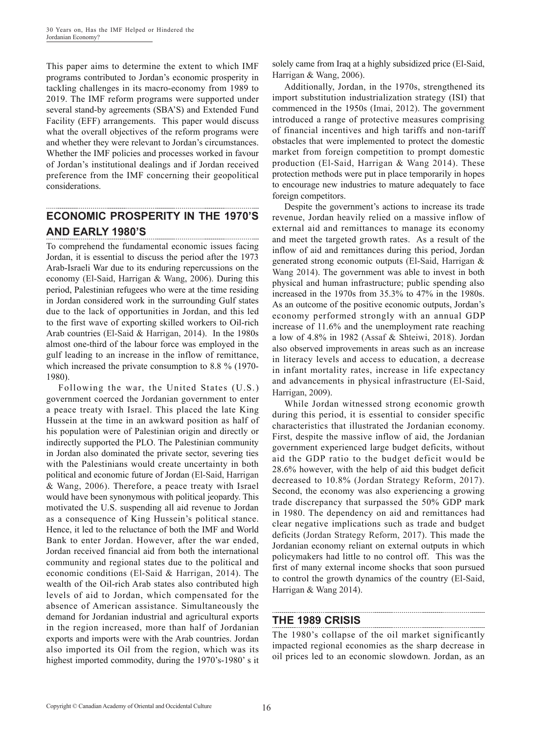This paper aims to determine the extent to which IMF programs contributed to Jordan's economic prosperity in tackling challenges in its macro-economy from 1989 to 2019. The IMF reform programs were supported under several stand-by agreements (SBA'S) and Extended Fund Facility (EFF) arrangements. This paper would discuss what the overall objectives of the reform programs were and whether they were relevant to Jordan's circumstances. Whether the IMF policies and processes worked in favour of Jordan's institutional dealings and if Jordan received preference from the IMF concerning their geopolitical considerations.

## ECONOMIC PROSPERITY IN THE 1970'S AND EARLY 1980'S

To comprehend the fundamental economic issues facing Jordan, it is essential to discuss the period after the 1973 Arab-Israeli War due to its enduring repercussions on the economy (El-Said, Harrigan & Wang, 2006). During this period, Palestinian refugees who were at the time residing in Jordan considered work in the surrounding Gulf states due to the lack of opportunities in Jordan, and this led to the first wave of exporting skilled workers to Oil-rich Arab countries (El-Said & Harrigan, 2014). In the 1980s almost one-third of the labour force was employed in the gulf leading to an increase in the inflow of remittance, which increased the private consumption to 8.8 % (1970-1980).

Following the war, the United States (U.S.) government coerced the Jordanian government to enter a peace treaty with Israel. This placed the late King Hussein at the time in an awkward position as half of his population were of Palestinian origin and directly or indirectly supported the PLO. The Palestinian community in Jordan also dominated the private sector, severing ties with the Palestinians would create uncertainty in both political and economic future of Jordan (El-Said, Harrigan & Wang, 2006). Therefore, a peace treaty with Israel would have been synonymous with political jeopardy. This motivated the U.S. suspending all aid revenue to Jordan as a consequence of King Hussein's political stance. Hence, it led to the reluctance of both the IMF and World Bank to enter Jordan. However, after the war ended, Jordan received financial aid from both the international community and regional states due to the political and economic conditions (El-Said & Harrigan, 2014). The wealth of the Oil-rich Arab states also contributed high levels of aid to Jordan, which compensated for the absence of American assistance. Simultaneously the demand for Jordanian industrial and agricultural exports in the region increased, more than half of Jordanian exports and imports were with the Arab countries. Jordan also imported its Oil from the region, which was its highest imported commodity, during the 1970's-1980' s it solely came from Iraq at a highly subsidized price (El-Said, Harrigan & Wang, 2006).

Additionally, Jordan, in the 1970s, strengthened its import substitution industrialization strategy (ISI) that commenced in the 1950s (Imai, 2012). The government introduced a range of protective measures comprising of financial incentives and high tariffs and non-tariff obstacles that were implemented to protect the domestic market from foreign competition to prompt domestic production (El-Said, Harrigan & Wang 2014). These protection methods were put in place temporarily in hopes to encourage new industries to mature adequately to face foreign competitors.

Despite the government's actions to increase its trade revenue, Jordan heavily relied on a massive inflow of external aid and remittances to manage its economy and meet the targeted growth rates. As a result of the inflow of aid and remittances during this period, Jordan generated strong economic outputs (El-Said, Harrigan & Wang 2014). The government was able to invest in both physical and human infrastructure; public spending also increased in the 1970s from 35.3% to 47% in the 1980s. As an outcome of the positive economic outputs, Jordan's economy performed strongly with an annual GDP increase of 11.6% and the unemployment rate reaching a low of 4.8% in 1982 (Assaf & Shteiwi, 2018). Jordan also observed improvements in areas such as an increase in literacy levels and access to education, a decrease in infant mortality rates, increase in life expectancy and advancements in physical infrastructure (El-Said, Harrigan, 2009).

While Jordan witnessed strong economic growth during this period, it is essential to consider specific characteristics that illustrated the Jordanian economy. First, despite the massive inflow of aid, the Jordanian government experienced large budget deficits, without aid the GDP ratio to the budget deficit would be 28.6% however, with the help of aid this budget deficit decreased to 10.8% (Jordan Strategy Reform, 2017). Second, the economy was also experiencing a growing trade discrepancy that surpassed the 50% GDP mark in 1980. The dependency on aid and remittances had clear negative implications such as trade and budget deficits (Jordan Strategy Reform, 2017). This made the Jordanian economy reliant on external outputs in which policymakers had little to no control off. This was the first of many external income shocks that soon pursued to control the growth dynamics of the country (El-Said, Harrigan & Wang 2014).

## THE 1989 CRISIS

The 1980's collapse of the oil market significantly impacted regional economies as the sharp decrease in oil prices led to an economic slowdown. Jordan, as an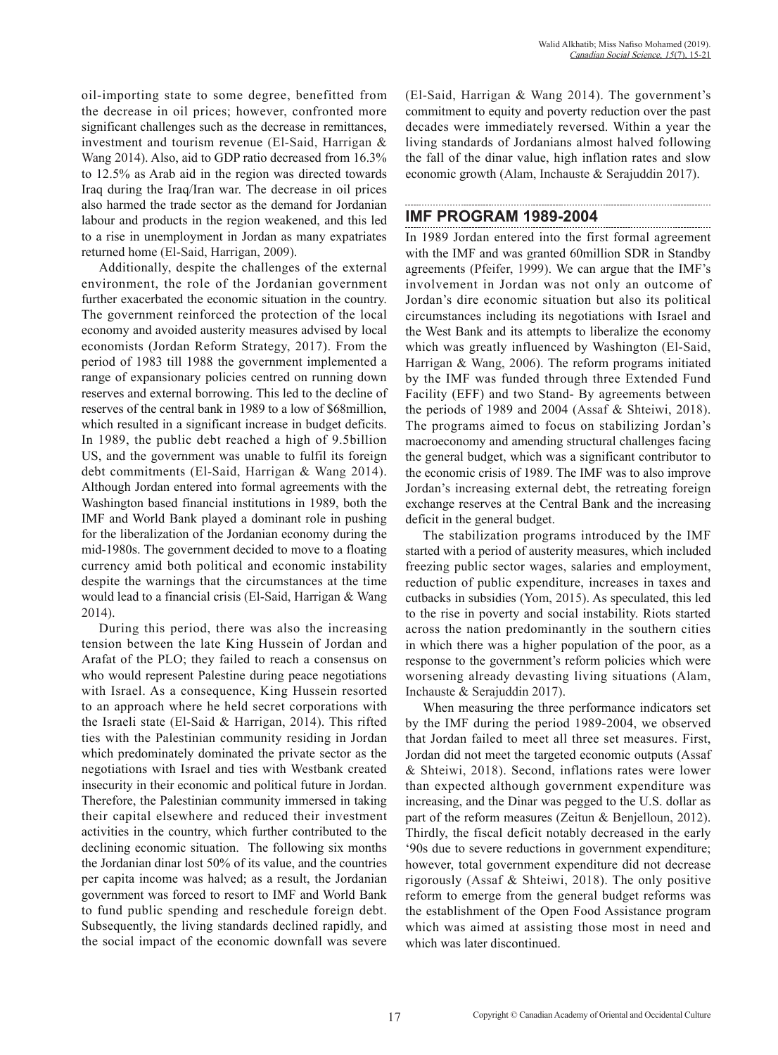oil-importing state to some degree, benefitted from the decrease in oil prices; however, confronted more significant challenges such as the decrease in remittances, investment and tourism revenue (El-Said, Harrigan & Wang 2014). Also, aid to GDP ratio decreased from 16.3% to 12.5% as Arab aid in the region was directed towards Iraq during the Iraq/Iran war. The decrease in oil prices also harmed the trade sector as the demand for Jordanian labour and products in the region weakened, and this led to a rise in unemployment in Jordan as many expatriates returned home (El-Said, Harrigan, 2009).

Additionally, despite the challenges of the external environment, the role of the Jordanian government further exacerbated the economic situation in the country. The government reinforced the protection of the local economy and avoided austerity measures advised by local economists (Jordan Reform Strategy, 2017). From the period of 1983 till 1988 the government implemented a range of expansionary policies centred on running down reserves and external borrowing. This led to the decline of reserves of the central bank in 1989 to a low of $68million, which resulted in a significant increase in budget deficits. In 1989, the public debt reached a high of 9.5billion US, and the government was unable to fulfil its foreign debt commitments (El-Said, Harrigan & Wang 2014). Although Jordan entered into formal agreements with the Washington based financial institutions in 1989, both the IMF and World Bank played a dominant role in pushing for the liberalization of the Jordanian economy during the mid-1980s. The government decided to move to a floating currency amid both political and economic instability despite the warnings that the circumstances at the time would lead to a financial crisis (El-Said, Harrigan & Wang 2014).

During this period, there was also the increasing tension between the late King Hussein of Jordan and Arafat of the PLO; they failed to reach a consensus on who would represent Palestine during peace negotiations with Israel. As a consequence, King Hussein resorted to an approach where he held secret corporations with the Israeli state (El-Said & Harrigan, 2014). This rifted ties with the Palestinian community residing in Jordan which predominately dominated the private sector as the negotiations with Israel and ties with Westbank created insecurity in their economic and political future in Jordan. Therefore, the Palestinian community immersed in taking their capital elsewhere and reduced their investment activities in the country, which further contributed to the declining economic situation. The following six months the Jordanian dinar lost 50% of its value, and the countries per capita income was halved; as a result, the Jordanian government was forced to resort to IMF and World Bank to fund public spending and reschedule foreign debt. Subsequently, the living standards declined rapidly, and the social impact of the economic downfall was severe (El-Said, Harrigan & Wang 2014). The government's commitment to equity and poverty reduction over the past decades were immediately reversed. Within a year the living standards of Jordanians almost halved following the fall of the dinar value, high inflation rates and slow economic growth (Alam, Inchauste & Serajuddin 2017).

## IMF PROGRAM 1989-2004

In 1989 Jordan entered into the first formal agreement with the IMF and was granted 60million SDR in Standby agreements (Pfeifer, 1999). We can argue that the IMF's involvement in Jordan was not only an outcome of Jordan's dire economic situation but also its political circumstances including its negotiations with Israel and the West Bank and its attempts to liberalize the economy which was greatly influenced by Washington (El-Said, Harrigan & Wang, 2006). The reform programs initiated by the IMF was funded through three Extended Fund Facility (EFF) and two Stand- By agreements between the periods of 1989 and 2004 (Assaf & Shteiwi, 2018). The programs aimed to focus on stabilizing Jordan's macroeconomy and amending structural challenges facing the general budget, which was a significant contributor to the economic crisis of 1989. The IMF was to also improve Jordan's increasing external debt, the retreating foreign exchange reserves at the Central Bank and the increasing deficit in the general budget.

The stabilization programs introduced by the IMF started with a period of austerity measures, which included freezing public sector wages, salaries and employment, reduction of public expenditure, increases in taxes and cutbacks in subsidies (Yom, 2015). As speculated, this led to the rise in poverty and social instability. Riots started across the nation predominantly in the southern cities in which there was a higher population of the poor, as a response to the government's reform policies which were worsening already devasting living situations (Alam, Inchauste & Serajuddin 2017).

When measuring the three performance indicators set by the IMF during the period 1989-2004, we observed that Jordan failed to meet all three set measures. First, Jordan did not meet the targeted economic outputs (Assaf & Shteiwi, 2018). Second, inflations rates were lower than expected although government expenditure was increasing, and the Dinar was pegged to the U.S. dollar as part of the reform measures (Zeitun & Benjelloun, 2012). Thirdly, the fiscal deficit notably decreased in the early '90s due to severe reductions in government expenditure; however, total government expenditure did not decrease rigorously (Assaf & Shteiwi, 2018). The only positive reform to emerge from the general budget reforms was the establishment of the Open Food Assistance program which was aimed at assisting those most in need and which was later discontinued.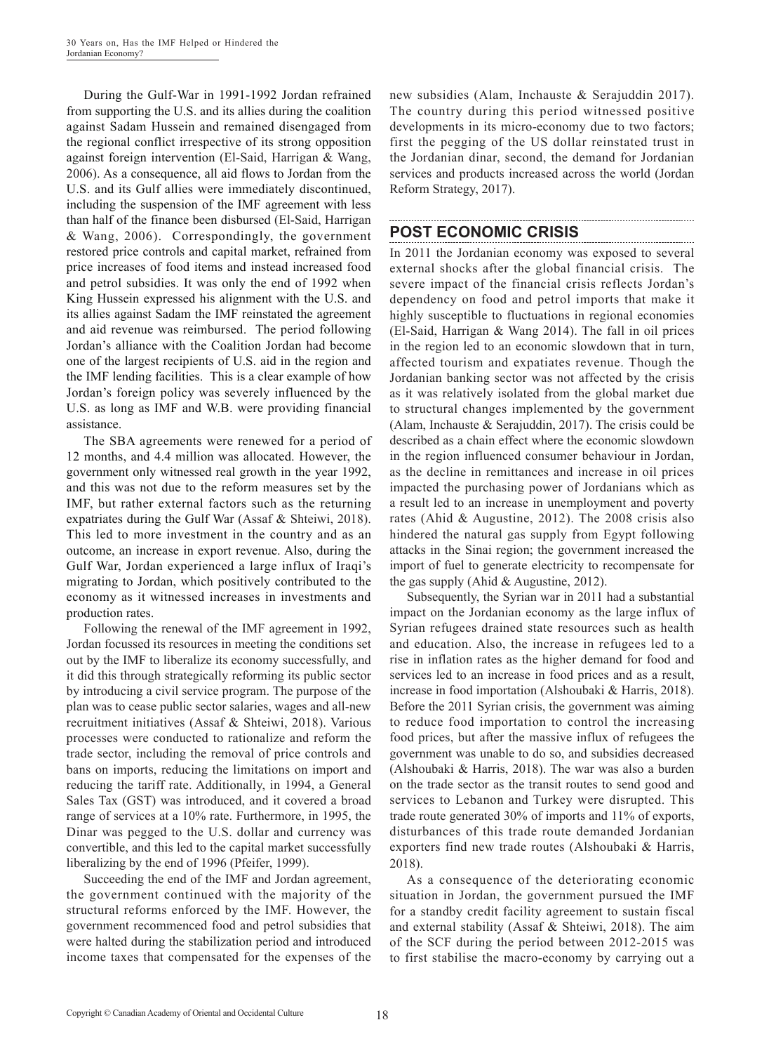During the Gulf-War in 1991-1992 Jordan refrained from supporting the U.S. and its allies during the coalition against Sadam Hussein and remained disengaged from the regional conflict irrespective of its strong opposition against foreign intervention (El-Said, Harrigan & Wang, 2006). As a consequence, all aid flows to Jordan from the U.S. and its Gulf allies were immediately discontinued, including the suspension of the IMF agreement with less than half of the finance been disbursed (El-Said, Harrigan & Wang, 2006). Correspondingly, the government restored price controls and capital market, refrained from price increases of food items and instead increased food and petrol subsidies. It was only the end of 1992 when King Hussein expressed his alignment with the U.S. and its allies against Sadam the IMF reinstated the agreement and aid revenue was reimbursed. The period following Jordan's alliance with the Coalition Jordan had become one of the largest recipients of U.S. aid in the region and the IMF lending facilities. This is a clear example of how Jordan's foreign policy was severely influenced by the U.S. as long as IMF and W.B. were providing financial assistance.

The SBA agreements were renewed for a period of 12 months, and 4.4 million was allocated. However, the government only witnessed real growth in the year 1992, and this was not due to the reform measures set by the IMF, but rather external factors such as the returning expatriates during the Gulf War (Assaf & Shteiwi, 2018). This led to more investment in the country and as an outcome, an increase in export revenue. Also, during the Gulf War, Jordan experienced a large influx of Iraqi's migrating to Jordan, which positively contributed to the economy as it witnessed increases in investments and production rates.

Following the renewal of the IMF agreement in 1992, Jordan focussed its resources in meeting the conditions set out by the IMF to liberalize its economy successfully, and it did this through strategically reforming its public sector by introducing a civil service program. The purpose of the plan was to cease public sector salaries, wages and all-new recruitment initiatives (Assaf & Shteiwi, 2018). Various processes were conducted to rationalize and reform the trade sector, including the removal of price controls and bans on imports, reducing the limitations on import and reducing the tariff rate. Additionally, in 1994, a General Sales Tax (GST) was introduced, and it covered a broad range of services at a 10% rate. Furthermore, in 1995, the Dinar was pegged to the U.S. dollar and currency was convertible, and this led to the capital market successfully liberalizing by the end of 1996 (Pfeifer, 1999).

Succeeding the end of the IMF and Jordan agreement, the government continued with the majority of the structural reforms enforced by the IMF. However, the government recommenced food and petrol subsidies that were halted during the stabilization period and introduced income taxes that compensated for the expenses of the new subsidies (Alam, Inchauste & Serajuddin 2017). The country during this period witnessed positive developments in its micro-economy due to two factors; first the pegging of the US dollar reinstated trust in the Jordanian dinar, second, the demand for Jordanian services and products increased across the world (Jordan Reform Strategy, 2017).

## POST ECONOMIC CRISIS

In 2011 the Jordanian economy was exposed to several external shocks after the global financial crisis. The severe impact of the financial crisis reflects Jordan's dependency on food and petrol imports that make it highly susceptible to fluctuations in regional economies (El-Said, Harrigan & Wang 2014). The fall in oil prices in the region led to an economic slowdown that in turn, affected tourism and expatiates revenue. Though the Jordanian banking sector was not affected by the crisis as it was relatively isolated from the global market due to structural changes implemented by the government (Alam, Inchauste & Serajuddin, 2017). The crisis could be described as a chain effect where the economic slowdown in the region influenced consumer behaviour in Jordan, as the decline in remittances and increase in oil prices impacted the purchasing power of Jordanians which as a result led to an increase in unemployment and poverty rates (Ahid & Augustine, 2012). The 2008 crisis also hindered the natural gas supply from Egypt following attacks in the Sinai region; the government increased the import of fuel to generate electricity to recompensate for the gas supply (Ahid & Augustine, 2012).

Subsequently, the Syrian war in 2011 had a substantial impact on the Jordanian economy as the large influx of Syrian refugees drained state resources such as health and education. Also, the increase in refugees led to a rise in inflation rates as the higher demand for food and services led to an increase in food prices and as a result, increase in food importation (Alshoubaki & Harris, 2018). Before the 2011 Syrian crisis, the government was aiming to reduce food importation to control the increasing food prices, but after the massive influx of refugees the government was unable to do so, and subsidies decreased (Alshoubaki & Harris, 2018). The war was also a burden on the trade sector as the transit routes to send good and services to Lebanon and Turkey were disrupted. This trade route generated 30% of imports and 11% of exports, disturbances of this trade route demanded Jordanian exporters find new trade routes (Alshoubaki & Harris, 2018).

As a consequence of the deteriorating economic situation in Jordan, the government pursued the IMF for a standby credit facility agreement to sustain fiscal and external stability (Assaf & Shteiwi, 2018). The aim of the SCF during the period between 2012-2015 was to first stabilise the macro-economy by carrying out a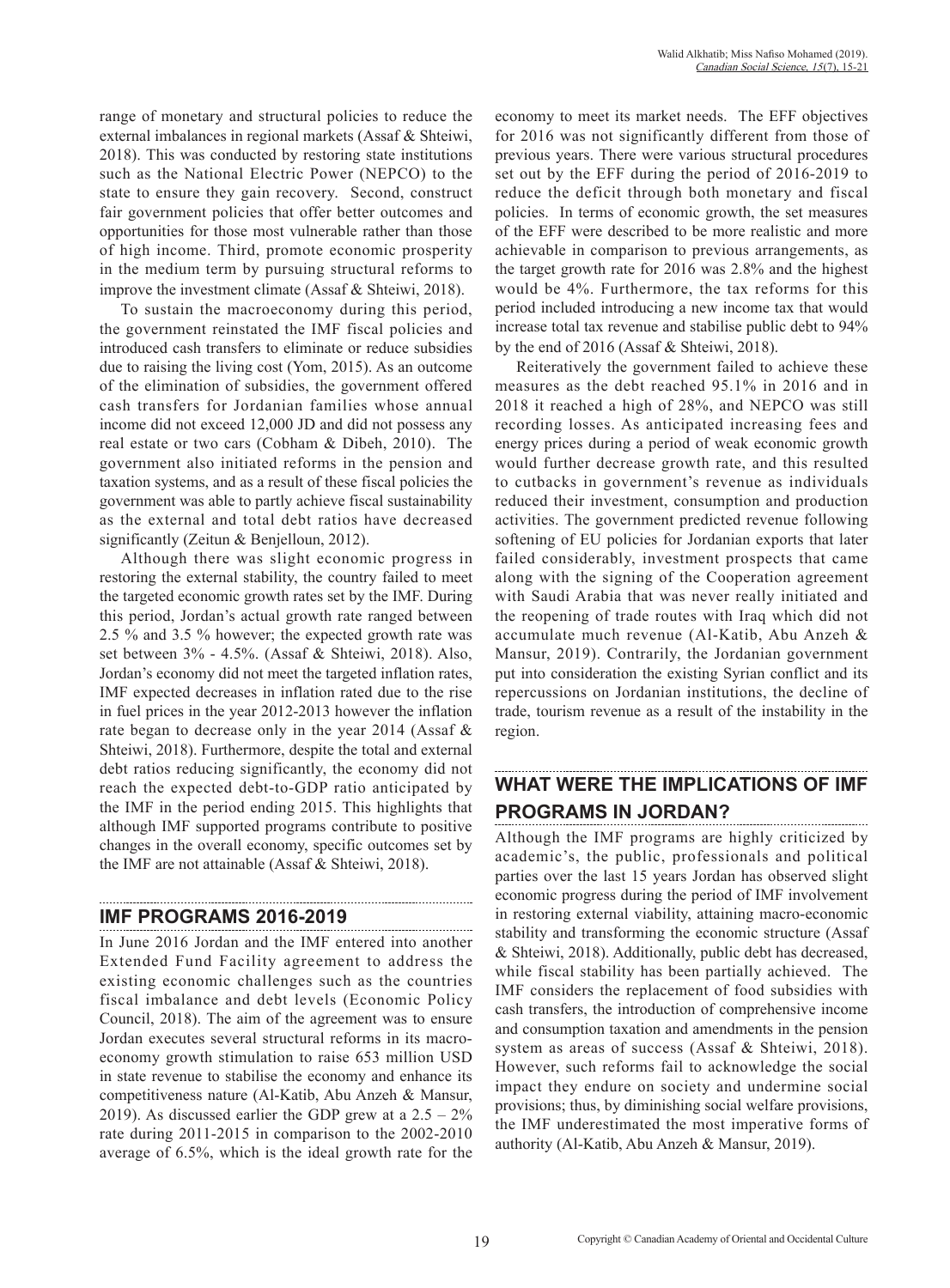range of monetary and structural policies to reduce the external imbalances in regional markets (Assaf & Shteiwi, 2018). This was conducted by restoring state institutions such as the National Electric Power (NEPCO) to the state to ensure they gain recovery. Second, construct fair government policies that offer better outcomes and opportunities for those most vulnerable rather than those of high income. Third, promote economic prosperity in the medium term by pursuing structural reforms to improve the investment climate (Assaf & Shteiwi, 2018).

To sustain the macroeconomy during this period, the government reinstated the IMF fiscal policies and introduced cash transfers to eliminate or reduce subsidies due to raising the living cost (Yom, 2015). As an outcome of the elimination of subsidies, the government offered cash transfers for Jordanian families whose annual income did not exceed 12,000 JD and did not possess any real estate or two cars (Cobham & Dibeh, 2010). The government also initiated reforms in the pension and taxation systems, and as a result of these fiscal policies the government was able to partly achieve fiscal sustainability as the external and total debt ratios have decreased significantly (Zeitun & Benjelloun, 2012).

Although there was slight economic progress in restoring the external stability, the country failed to meet the targeted economic growth rates set by the IMF. During this period, Jordan's actual growth rate ranged between 2.5 % and 3.5 % however; the expected growth rate was set between 3% - 4.5%. (Assaf & Shteiwi, 2018). Also, Jordan's economy did not meet the targeted inflation rates, IMF expected decreases in inflation rated due to the rise in fuel prices in the year 2012-2013 however the inflation rate began to decrease only in the year 2014 (Assaf & Shteiwi, 2018). Furthermore, despite the total and external debt ratios reducing significantly, the economy did not reach the expected debt-to-GDP ratio anticipated by the IMF in the period ending 2015. This highlights that although IMF supported programs contribute to positive changes in the overall economy, specific outcomes set by the IMF are not attainable (Assaf & Shteiwi, 2018).

## IMF PROGRAMS 2016-2019

In June 2016 Jordan and the IMF entered into another Extended Fund Facility agreement to address the existing economic challenges such as the countries fiscal imbalance and debt levels (Economic Policy Council, 2018). The aim of the agreement was to ensure Jordan executes several structural reforms in its macroeconomy growth stimulation to raise 653 million USD in state revenue to stabilise the economy and enhance its competitiveness nature (Al-Katib, Abu Anzeh & Mansur, 2019). As discussed earlier the GDP grew at a 2.5 – 2% rate during 2011-2015 in comparison to the 2002-2010 average of 6.5%, which is the ideal growth rate for the economy to meet its market needs. The EFF objectives for 2016 was not significantly different from those of previous years. There were various structural procedures set out by the EFF during the period of 2016-2019 to reduce the deficit through both monetary and fiscal policies. In terms of economic growth, the set measures of the EFF were described to be more realistic and more achievable in comparison to previous arrangements, as the target growth rate for 2016 was 2.8% and the highest would be 4%. Furthermore, the tax reforms for this period included introducing a new income tax that would increase total tax revenue and stabilise public debt to 94% by the end of 2016 (Assaf & Shteiwi, 2018).

Reiteratively the government failed to achieve these measures as the debt reached 95.1% in 2016 and in 2018 it reached a high of 28%, and NEPCO was still recording losses. As anticipated increasing fees and energy prices during a period of weak economic growth would further decrease growth rate, and this resulted to cutbacks in government's revenue as individuals reduced their investment, consumption and production activities. The government predicted revenue following softening of EU policies for Jordanian exports that later failed considerably, investment prospects that came along with the signing of the Cooperation agreement with Saudi Arabia that was never really initiated and the reopening of trade routes with Iraq which did not accumulate much revenue (Al-Katib, Abu Anzeh & Mansur, 2019). Contrarily, the Jordanian government put into consideration the existing Syrian conflict and its repercussions on Jordanian institutions, the decline of trade, tourism revenue as a result of the instability in the region.

## WHAT WERE THE IMPLICATIONS OF IMF PROGRAMS IN JORDAN?

Although the IMF programs are highly criticized by academic's, the public, professionals and political parties over the last 15 years Jordan has observed slight economic progress during the period of IMF involvement in restoring external viability, attaining macro-economic stability and transforming the economic structure (Assaf & Shteiwi, 2018). Additionally, public debt has decreased, while fiscal stability has been partially achieved. The IMF considers the replacement of food subsidies with cash transfers, the introduction of comprehensive income and consumption taxation and amendments in the pension system as areas of success (Assaf & Shteiwi, 2018). However, such reforms fail to acknowledge the social impact they endure on society and undermine social provisions; thus, by diminishing social welfare provisions, the IMF underestimated the most imperative forms of authority (Al-Katib, Abu Anzeh & Mansur, 2019).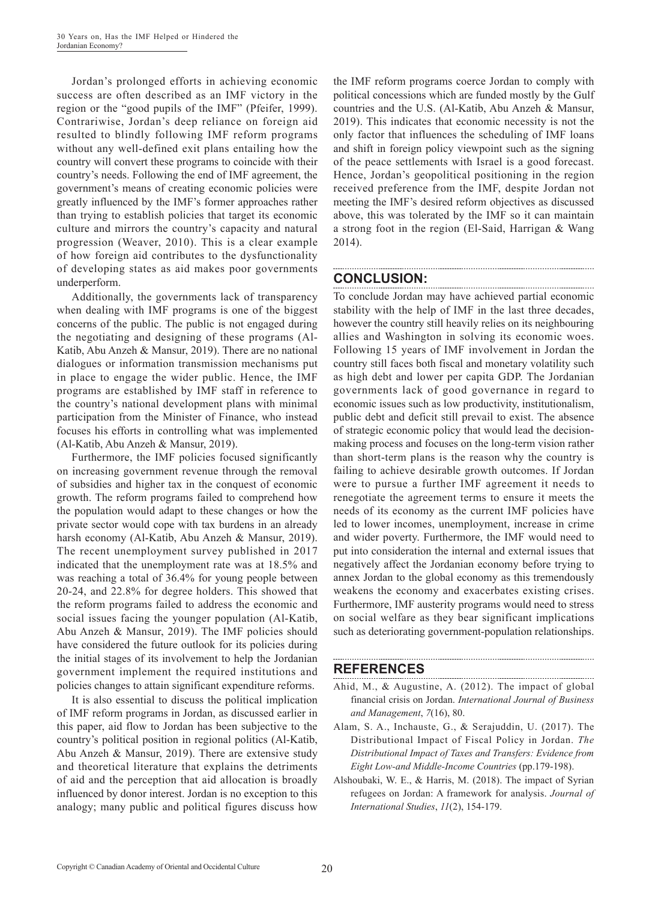Jordan's prolonged efforts in achieving economic success are often described as an IMF victory in the region or the "good pupils of the IMF" (Pfeifer, 1999). Contrariwise, Jordan's deep reliance on foreign aid resulted to blindly following IMF reform programs without any well-defined exit plans entailing how the country will convert these programs to coincide with their country's needs. Following the end of IMF agreement, the government's means of creating economic policies were greatly influenced by the IMF's former approaches rather than trying to establish policies that target its economic culture and mirrors the country's capacity and natural progression (Weaver, 2010). This is a clear example of how foreign aid contributes to the dysfunctionality of developing states as aid makes poor governments underperform.

Additionally, the governments lack of transparency when dealing with IMF programs is one of the biggest concerns of the public. The public is not engaged during the negotiating and designing of these programs (Al-Katib, Abu Anzeh & Mansur, 2019). There are no national dialogues or information transmission mechanisms put in place to engage the wider public. Hence, the IMF programs are established by IMF staff in reference to the country's national development plans with minimal participation from the Minister of Finance, who instead focuses his efforts in controlling what was implemented (Al-Katib, Abu Anzeh & Mansur, 2019).

Furthermore, the IMF policies focused significantly on increasing government revenue through the removal of subsidies and higher tax in the conquest of economic growth. The reform programs failed to comprehend how the population would adapt to these changes or how the private sector would cope with tax burdens in an already harsh economy (Al-Katib, Abu Anzeh & Mansur, 2019). The recent unemployment survey published in 2017 indicated that the unemployment rate was at 18.5% and was reaching a total of 36.4% for young people between 20-24, and 22.8% for degree holders. This showed that the reform programs failed to address the economic and social issues facing the younger population (Al-Katib, Abu Anzeh & Mansur, 2019). The IMF policies should have considered the future outlook for its policies during the initial stages of its involvement to help the Jordanian government implement the required institutions and policies changes to attain significant expenditure reforms.

It is also essential to discuss the political implication of IMF reform programs in Jordan, as discussed earlier in this paper, aid flow to Jordan has been subjective to the country's political position in regional politics (Al-Katib, Abu Anzeh & Mansur, 2019). There are extensive study and theoretical literature that explains the detriments of aid and the perception that aid allocation is broadly influenced by donor interest. Jordan is no exception to this analogy; many public and political figures discuss how the IMF reform programs coerce Jordan to comply with political concessions which are funded mostly by the Gulf countries and the U.S. (Al-Katib, Abu Anzeh & Mansur, 2019). This indicates that economic necessity is not the only factor that influences the scheduling of IMF loans and shift in foreign policy viewpoint such as the signing of the peace settlements with Israel is a good forecast. Hence, Jordan's geopolitical positioning in the region received preference from the IMF, despite Jordan not meeting the IMF's desired reform objectives as discussed above, this was tolerated by the IMF so it can maintain a strong foot in the region (El-Said, Harrigan & Wang 2014).

## CONCLUSION:

To conclude Jordan may have achieved partial economic stability with the help of IMF in the last three decades, however the country still heavily relies on its neighbouring allies and Washington in solving its economic woes. Following 15 years of IMF involvement in Jordan the country still faces both fiscal and monetary volatility such as high debt and lower per capita GDP. The Jordanian governments lack of good governance in regard to economic issues such as low productivity, institutionalism, public debt and deficit still prevail to exist. The absence of strategic economic policy that would lead the decision-making process and focuses on the long-term vision rather than short-term plans is the reason why the country is failing to achieve desirable growth outcomes. If Jordan were to pursue a further IMF agreement it needs to renegotiate the agreement terms to ensure it meets the needs of its economy as the current IMF policies have led to lower incomes, unemployment, increase in crime and wider poverty. Furthermore, the IMF would need to put into consideration the internal and external issues that negatively affect the Jordanian economy before trying to annex Jordan to the global economy as this tremendously weakens the economy and exacerbates existing crises. Furthermore, IMF austerity programs would need to stress on social welfare as they bear significant implications such as deteriorating government-population relationships.

## REFERENCES

Ahid, M., & Augustine, A. (2012). The impact of global financial crisis on Jordan. *International Journal of Business and Management*, *7*(16), 80.

Alam, S. A., Inchauste, G., & Serajuddin, U. (2017). The Distributional Impact of Fiscal Policy in Jordan. *The Distributional Impact of Taxes and Transfers: Evidence from Eight Low-and Middle-Income Countries* (pp.179-198).

Alshoubaki, W. E., & Harris, M. (2018). The impact of Syrian refugees on Jordan: A framework for analysis. *Journal of International Studies*, *11*(2), 154-179.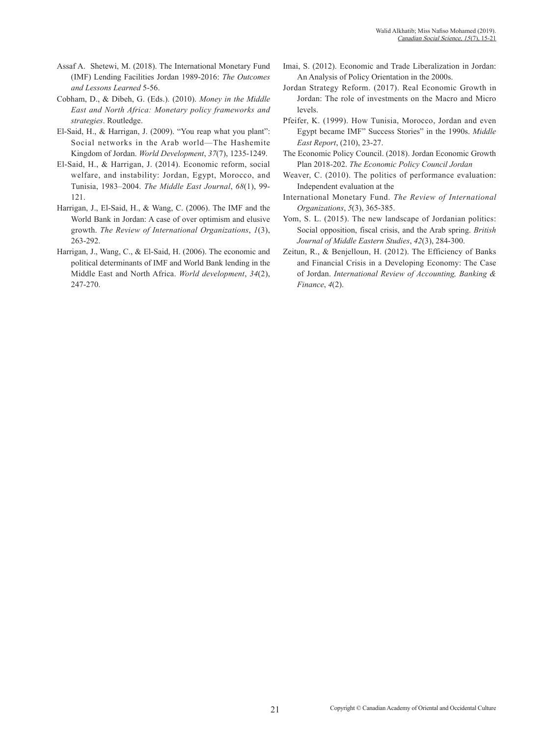Assaf A. Shetewi, M. (2018). The International Monetary Fund (IMF) Lending Facilities Jordan 1989-2016: *The Outcomes and Lessons Learned* 5-56.

Cobham, D., & Dibeh, G. (Eds.). (2010). *Money in the Middle East and North Africa: Monetary policy frameworks and strategies*. Routledge.

El-Said, H., & Harrigan, J. (2009). "You reap what you plant": Social networks in the Arab world—The Hashemite Kingdom of Jordan. *World Development*, *37*(7), 1235-1249.

El-Said, H., & Harrigan, J. (2014). Economic reform, social welfare, and instability: Jordan, Egypt, Morocco, and Tunisia, 1983–2004. *The Middle East Journal*, *68*(1), 99-121.

Harrigan, J., El-Said, H., & Wang, C. (2006). The IMF and the World Bank in Jordan: A case of over optimism and elusive growth. *The Review of International Organizations*, *1*(3), 263-292.

Harrigan, J., Wang, C., & El-Said, H. (2006). The economic and political determinants of IMF and World Bank lending in the Middle East and North Africa. *World development*, *34*(2), 247-270.

Imai, S. (2012). Economic and Trade Liberalization in Jordan: An Analysis of Policy Orientation in the 2000s.

Jordan Strategy Reform. (2017). Real Economic Growth in Jordan: The role of investments on the Macro and Micro levels.

Pfeifer, K. (1999). How Tunisia, Morocco, Jordan and even Egypt became IMF" Success Stories" in the 1990s. *Middle East Report*, (210), 23-27.

The Economic Policy Council. (2018). Jordan Economic Growth Plan 2018-202. *The Economic Policy Council Jordan*

Weaver, C. (2010). The politics of performance evaluation: Independent evaluation at the

International Monetary Fund. *The Review of International Organizations*, *5*(3), 365-385.

Yom, S. L. (2015). The new landscape of Jordanian politics: Social opposition, fiscal crisis, and the Arab spring. *British Journal of Middle Eastern Studies*, *42*(3), 284-300.

Zeitun, R., & Benjelloun, H. (2012). The Efficiency of Banks and Financial Crisis in a Developing Economy: The Case of Jordan. *International Review of Accounting, Banking & Finance*, *4*(2).